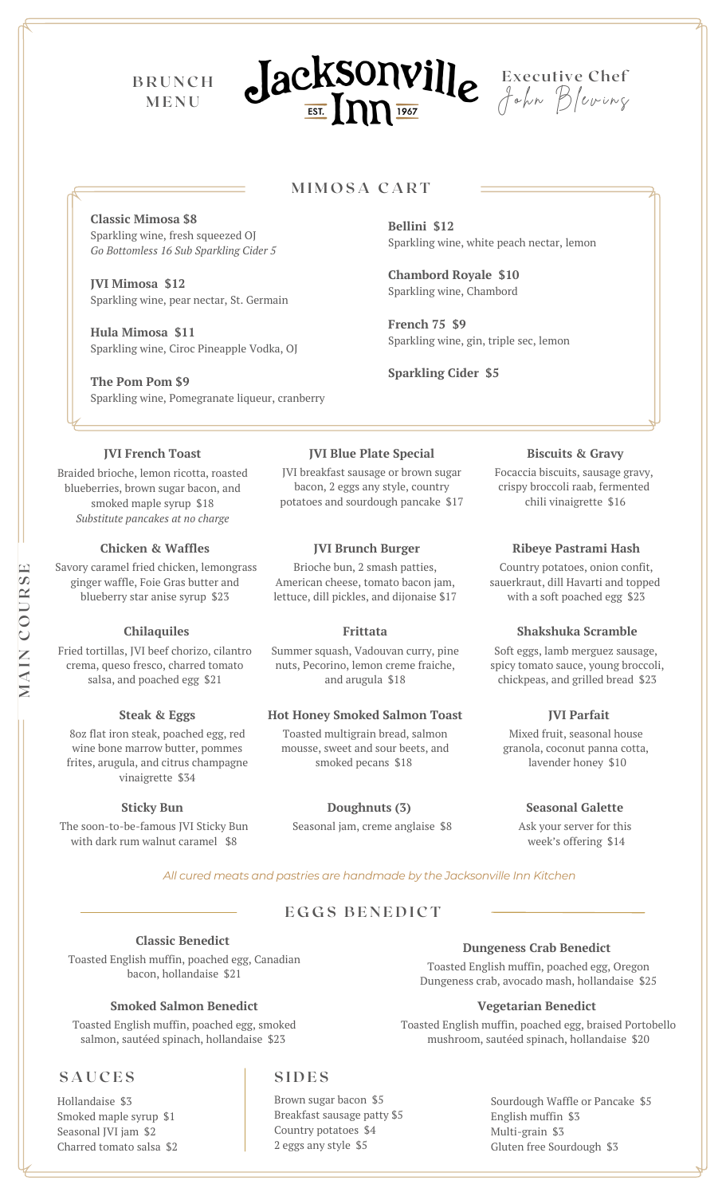# Jacksonville Inn

EST. 1967

BRUNCH MENU

Executive Chef John Blevins

## MIMOSA CART

**Classic Mimosa $8**
Sparkling wine, fresh squeezed OJ
*Go Bottomless 16 Sub Sparkling Cider 5*

**JVI Mimosa $12**
Sparkling wine, pear nectar, St. Germain

**Hula Mimosa $11**
Sparkling wine, Ciroc Pineapple Vodka, OJ

**The Pom Pom $9**
Sparkling wine, Pomegranate liqueur, cranberry

**Bellini $12**
Sparkling wine, white peach nectar, lemon

**Chambord Royale $10**
Sparkling wine, Chambord

**French 75 $9**
Sparkling wine, gin, triple sec, lemon

**Sparkling Cider $5**

## MAIN COURSE

**JVI French Toast**
Braided brioche, lemon ricotta, roasted blueberries, brown sugar bacon, and smoked maple syrup $18
*Substitute pancakes at no charge*

**JVI Blue Plate Special**
JVI breakfast sausage or brown sugar bacon, 2 eggs any style, country potatoes and sourdough pancake $17

**Biscuits & Gravy**
Focaccia biscuits, sausage gravy, crispy broccoli raab, fermented chili vinaigrette $16

**Chicken & Waffles**
Savory caramel fried chicken, lemongrass ginger waffle, Foie Gras butter and blueberry star anise syrup $23

**JVI Brunch Burger**
Brioche bun, 2 smash patties, American cheese, tomato bacon jam, lettuce, dill pickles, and dijonaise $17

**Ribeye Pastrami Hash**
Country potatoes, onion confit, sauerkraut, dill Havarti and topped with a soft poached egg $23

**Chilaquiles**
Fried tortillas, JVI beef chorizo, cilantro crema, queso fresco, charred tomato salsa, and poached egg $21

**Frittata**
Summer squash, Vadouvan curry, pine nuts, Pecorino, lemon creme fraiche, and arugula $18

**Shakshuka Scramble**
Soft eggs, lamb merguez sausage, spicy tomato sauce, young broccoli, chickpeas, and grilled bread $23

**Steak & Eggs**
8oz flat iron steak, poached egg, red wine bone marrow butter, pommes frites, arugula, and citrus champagne vinaigrette $34

**Hot Honey Smoked Salmon Toast**
Toasted multigrain bread, salmon mousse, sweet and sour beets, and smoked pecans $18

**JVI Parfait**
Mixed fruit, seasonal house granola, coconut panna cotta, lavender honey $10

**Sticky Bun**
The soon-to-be-famous JVI Sticky Bun with dark rum walnut caramel $8

**Doughnuts (3)**
Seasonal jam, creme anglaise $8

**Seasonal Galette**
Ask your server for this week's offering $14

*All cured meats and pastries are handmade by the Jacksonville Inn Kitchen*

## EGGS BENEDICT

**Classic Benedict**
Toasted English muffin, poached egg, Canadian bacon, hollandaise $21

**Smoked Salmon Benedict**
Toasted English muffin, poached egg, smoked salmon, sautéed spinach, hollandaise $23

**Dungeness Crab Benedict**
Toasted English muffin, poached egg, Oregon Dungeness crab, avocado mash, hollandaise $25

**Vegetarian Benedict**
Toasted English muffin, poached egg, braised Portobello mushroom, sautéed spinach, hollandaise $20

## SAUCES

- Hollandaise $3
- Smoked maple syrup $1
- Seasonal JVI jam $2
- Charred tomato salsa $2

## SIDES

- Brown sugar bacon $5
- Breakfast sausage patty $5
- Country potatoes $4
- 2 eggs any style $5
- Sourdough Waffle or Pancake $5
- English muffin $3
- Multi-grain $3
- Gluten free Sourdough $3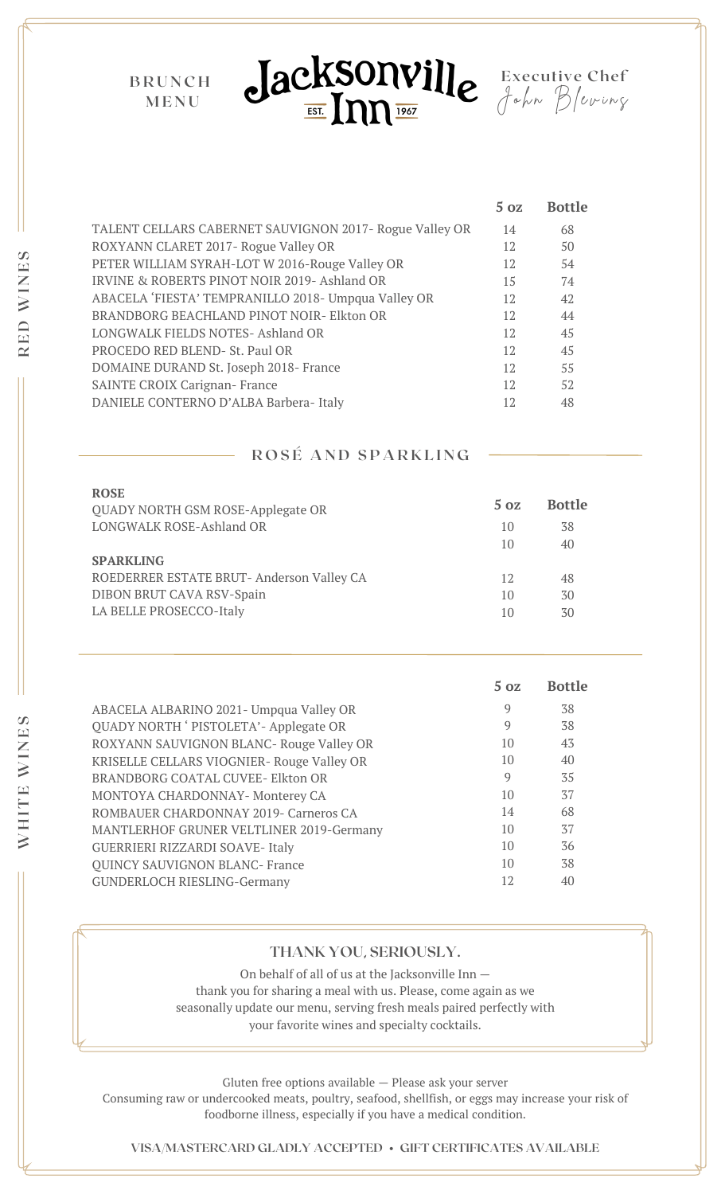BRUNCH MENU

# Jacksonville Inn

EST. 1967

Executive Chef *John Blevins*

## RED WINES

| | 5 oz | Bottle |
|---|---|---|
| TALENT CELLARS CABERNET SAUVIGNON 2017- Rogue Valley OR | 14 | 68 |
| ROXYANN CLARET 2017- Rogue Valley OR | 12 | 50 |
| PETER WILLIAM SYRAH-LOT W 2016-Rouge Valley OR | 12 | 54 |
| IRVINE & ROBERTS PINOT NOIR 2019- Ashland OR | 15 | 74 |
| ABACELA 'FIESTA' TEMPRANILLO 2018- Umpqua Valley OR | 12 | 42 |
| BRANDBORG BEACHLAND PINOT NOIR- Elkton OR | 12 | 44 |
| LONGWALK FIELDS NOTES- Ashland OR | 12 | 45 |
| PROCEDO RED BLEND- St. Paul OR | 12 | 45 |
| DOMAINE DURAND St. Joseph 2018- France | 12 | 55 |
| SAINTE CROIX Carignan- France | 12 | 52 |
| DANIELE CONTERNO D'ALBA Barbera- Italy | 12 | 48 |

## ROSÉ AND SPARKLING

| | 5 oz | Bottle |
|---|---|---|
| **ROSE** | | |
| QUADY NORTH GSM ROSE-Applegate OR | 10 | 38 |
| LONGWALK ROSE-Ashland OR | 10 | 40 |
| **SPARKLING** | | |
| ROEDERRER ESTATE BRUT- Anderson Valley CA | 12 | 48 |
| DIBON BRUT CAVA RSV-Spain | 10 | 30 |
| LA BELLE PROSECCO-Italy | 10 | 30 |

## WHITE WINES

| | 5 oz | Bottle |
|---|---|---|
| ABACELA ALBARINO 2021- Umpqua Valley OR | 9 | 38 |
| QUADY NORTH ' PISTOLETA'- Applegate OR | 9 | 38 |
| ROXYANN SAUVIGNON BLANC- Rouge Valley OR | 10 | 43 |
| KRISELLE CELLARS VIOGNIER- Rouge Valley OR | 10 | 40 |
| BRANDBORG COATAL CUVEE- Elkton OR | 9 | 35 |
| MONTOYA CHARDONNAY- Monterey CA | 10 | 37 |
| ROMBAUER CHARDONNAY 2019- Carneros CA | 14 | 68 |
| MANTLERHOF GRUNER VELTLINER 2019-Germany | 10 | 37 |
| GUERRIERI RIZZARDI SOAVE- Italy | 10 | 36 |
| QUINCY SAUVIGNON BLANC- France | 10 | 38 |
| GUNDERLOCH RIESLING-Germany | 12 | 40 |

### THANK YOU, SERIOUSLY.

On behalf of all of us at the Jacksonville Inn — thank you for sharing a meal with us. Please, come again as we seasonally update our menu, serving fresh meals paired perfectly with your favorite wines and specialty cocktails.

Gluten free options available — Please ask your server

Consuming raw or undercooked meats, poultry, seafood, shellfish, or eggs may increase your risk of foodborne illness, especially if you have a medical condition.

VISA/MASTERCARD GLADLY ACCEPTED • GIFT CERTIFICATES AVAILABLE